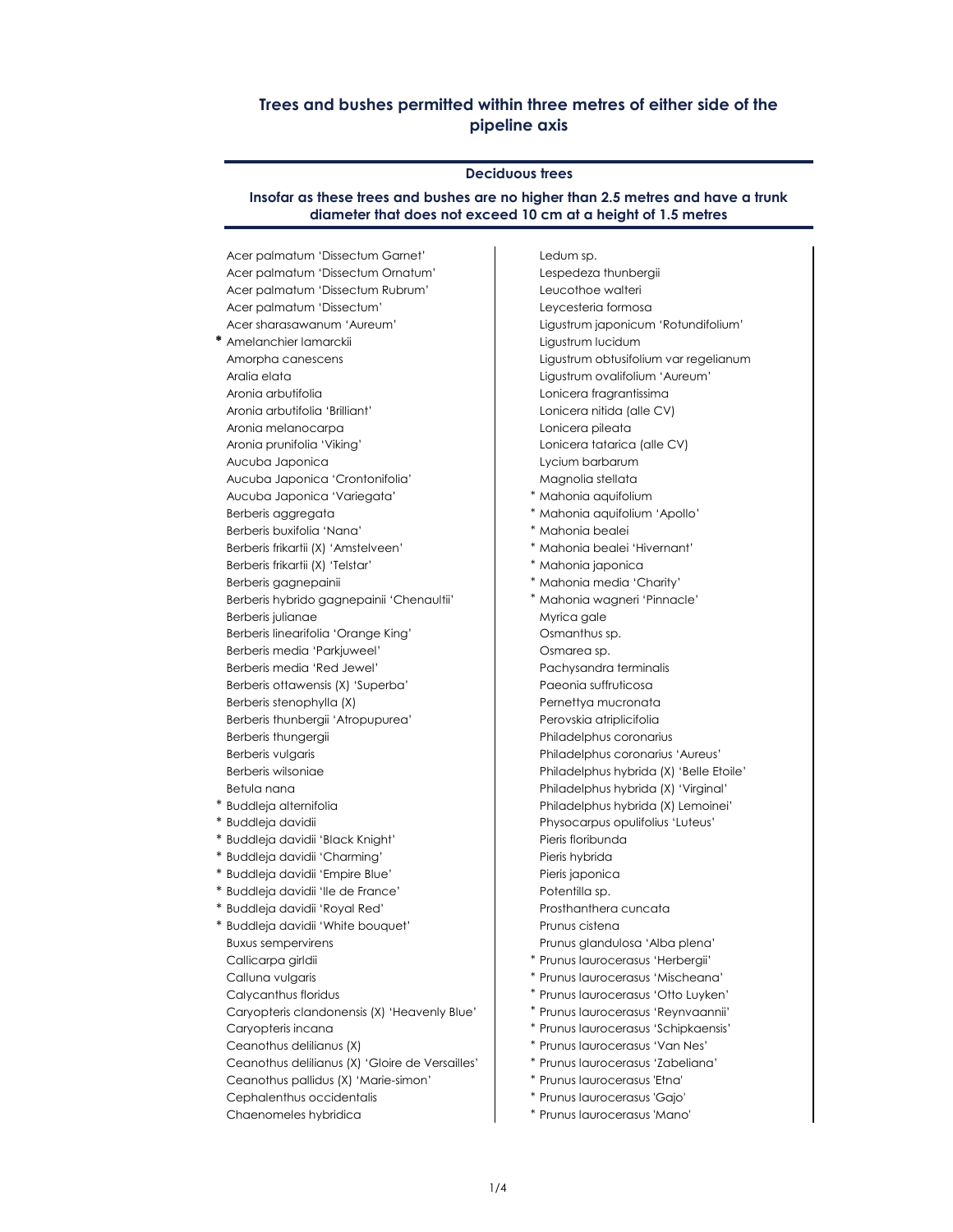## Trees and bushes permitted within three metres of either side of the pipeline axis

### Deciduous trees

**Insofar as these trees and bushes are no higher than 2.5 metres and have a trunk diameter that does not exceed 10 cm at a height of 1.5 metres**

Acer palmatum 'Dissectum Garnet'
Acer palmatum 'Dissectum Ornatum'
Acer palmatum 'Dissectum Rubrum'
Acer palmatum 'Dissectum'
Acer sharasawanum 'Aureum'
\* Amelanchier lamarckii
Amorpha canescens
Aralia elata
Aronia arbutifolia
Aronia arbutifolia 'Brilliant'
Aronia melanocarpa
Aronia prunifolia 'Viking'
Aucuba Japonica
Aucuba Japonica 'Crontonifolia'
Aucuba Japonica 'Variegata'
Berberis aggregata
Berberis buxifolia 'Nana'
Berberis frikartii (X) 'Amstelveen'
Berberis frikartii (X) 'Telstar'
Berberis gagnepainii
Berberis hybrido gagnepainii 'Chenaultii'
Berberis julianae
Berberis linearifolia 'Orange King'
Berberis media 'Parkjuweel'
Berberis media 'Red Jewel'
Berberis ottawensis (X) 'Superba'
Berberis stenophylla (X)
Berberis thunbergii 'Atropupurea'
Berberis thungergii
Berberis vulgaris
Berberis wilsoniae
Betula nana
\* Buddleja alternifolia
\* Buddleja davidii
\* Buddleja davidii 'Black Knight'
\* Buddleja davidii 'Charming'
\* Buddleja davidii 'Empire Blue'
\* Buddleja davidii 'Ile de France'
\* Buddleja davidii 'Royal Red'
\* Buddleja davidii 'White bouquet'
Buxus sempervirens
Callicarpa girldii
Calluna vulgaris
Calycanthus floridus
Caryopteris clandonensis (X) 'Heavenly Blue'
Caryopteris incana
Ceanothus delilianus (X)
Ceanothus delilianus (X) 'Gloire de Versailles'
Ceanothus pallidus (X) 'Marie-simon'
Cephalenthus occidentalis
Chaenomeles hybridica

Ledum sp.
Lespedeza thunbergii
Leucothoe walteri
Leycesteria formosa
Ligustrum japonicum 'Rotundifolium'
Ligustrum lucidum
Ligustrum obtusifolium var regelianum
Ligustrum ovalifolium 'Aureum'
Lonicera fragrantissima
Lonicera nitida (alle CV)
Lonicera pileata
Lonicera tatarica (alle CV)
Lycium barbarum
Magnolia stellata
\* Mahonia aquifolium
\* Mahonia aquifolium 'Apollo'
\* Mahonia bealei
\* Mahonia bealei 'Hivernant'
\* Mahonia japonica
\* Mahonia media 'Charity'
\* Mahonia wagneri 'Pinnacle'
Myrica gale
Osmanthus sp.
Osmarea sp.
Pachysandra terminalis
Paeonia suffruticosa
Pernettya mucronata
Perovskia atriplicifolia
Philadelphus coronarius
Philadelphus coronarius 'Aureus'
Philadelphus hybrida (X) 'Belle Etoile'
Philadelphus hybrida (X) 'Virginal'
Philadelphus hybrida (X) Lemoinei'
Physocarpus opulifolius 'Luteus'
Pieris floribunda
Pieris hybrida
Pieris japonica
Potentilla sp.
Prosthanthera cuncata
Prunus cistena
Prunus glandulosa 'Alba plena'
\* Prunus laurocerasus 'Herbergii'
\* Prunus laurocerasus 'Mischeana'
\* Prunus laurocerasus 'Otto Luyken'
\* Prunus laurocerasus 'Reynvaannii'
\* Prunus laurocerasus 'Schipkaensis'
\* Prunus laurocerasus 'Van Nes'
\* Prunus laurocerasus 'Zabeliana'
\* Prunus laurocerasus 'Etna'
\* Prunus laurocerasus 'Gajo'
\* Prunus laurocerasus 'Mano'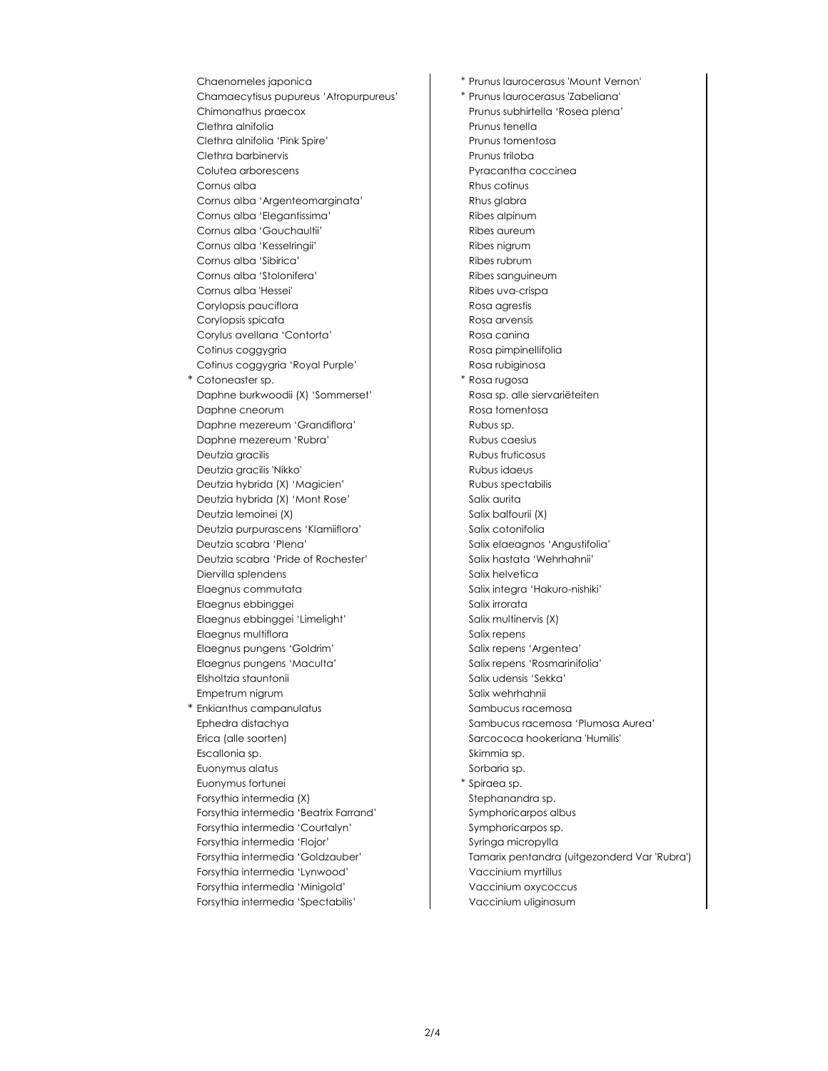Chaenomeles japonica
Chamaecytisus pupureus 'Atropurpureus'
Chimonathus praecox
Clethra alnifolia
Clethra alnifolia 'Pink Spire'
Clethra barbinervis
Colutea arborescens
Cornus alba
Cornus alba 'Argenteomarginata'
Cornus alba 'Elegantissima'
Cornus alba 'Gouchaultii'
Cornus alba 'Kesselringii'
Cornus alba 'Sibirica'
Cornus alba 'Stolonifera'
Cornus alba 'Hessei'
Corylopsis pauciflora
Corylopsis spicata
Corylus avellana 'Contorta'
Cotinus coggygria
Cotinus coggygria 'Royal Purple'
\* Cotoneaster sp.
Daphne burkwoodii (X) 'Sommerset'
Daphne cneorum
Daphne mezereum 'Grandiflora'
Daphne mezereum 'Rubra'
Deutzia gracilis
Deutzia gracilis 'Nikko'
Deutzia hybrida (X) 'Magicien'
Deutzia hybrida (X) 'Mont Rose'
Deutzia lemoinei (X)
Deutzia purpurascens 'Klamiiflora'
Deutzia scabra 'Plena'
Deutzia scabra 'Pride of Rochester'
Diervilla splendens
Elaegnus commutata
Elaegnus ebbinggei
Elaegnus ebbinggei 'Limelight'
Elaegnus multiflora
Elaegnus pungens 'Goldrim'
Elaegnus pungens 'Maculta'
Elsholtzia stauntonii
Empetrum nigrum
\* Enkianthus campanulatus
Ephedra distachya
Erica (alle soorten)
Escallonia sp.
Euonymus alatus
Euonymus fortunei
Forsythia intermedia (X)
Forsythia intermedia 'Beatrix Farrand'
Forsythia intermedia 'Courtalyn'
Forsythia intermedia 'Flojor'
Forsythia intermedia 'Goldzauber'
Forsythia intermedia 'Lynwood'
Forsythia intermedia 'Minigold'
Forsythia intermedia 'Spectabilis'

\* Prunus laurocerasus 'Mount Vernon'
\* Prunus laurocerasus 'Zabeliana'
Prunus subhirtella 'Rosea plena'
Prunus tenella
Prunus tomentosa
Prunus triloba
Pyracantha coccinea
Rhus cotinus
Rhus glabra
Ribes alpinum
Ribes aureum
Ribes nigrum
Ribes rubrum
Ribes sanguineum
Ribes uva-crispa
Rosa agrestis
Rosa arvensis
Rosa canina
Rosa pimpinellifolia
Rosa rubiginosa
\* Rosa rugosa
Rosa sp. alle siervariëteiten
Rosa tomentosa
Rubus sp.
Rubus caesius
Rubus fruticosus
Rubus idaeus
Rubus spectabilis
Salix aurita
Salix balfourii (X)
Salix cotonifolia
Salix elaeagnos 'Angustifolia'
Salix hastata 'Wehrhahnii'
Salix helvetica
Salix integra 'Hakuro-nishiki'
Salix irrorata
Salix multinervis (X)
Salix repens
Salix repens 'Argentea'
Salix repens 'Rosmarinifolia'
Salix udensis 'Sekka'
Salix wehrhahnii
Sambucus racemosa
Sambucus racemosa 'Plumosa Aurea'
Sarcococa hookeriana 'Humilis'
Skimmia sp.
Sorbaria sp.
\* Spiraea sp.
Stephanandra sp.
Symphoricarpos albus
Symphoricarpos sp.
Syringa micropylla
Tamarix pentandra (uitgezonderd Var 'Rubra')
Vaccinium myrtillus
Vaccinium oxycoccus
Vaccinium uliginosum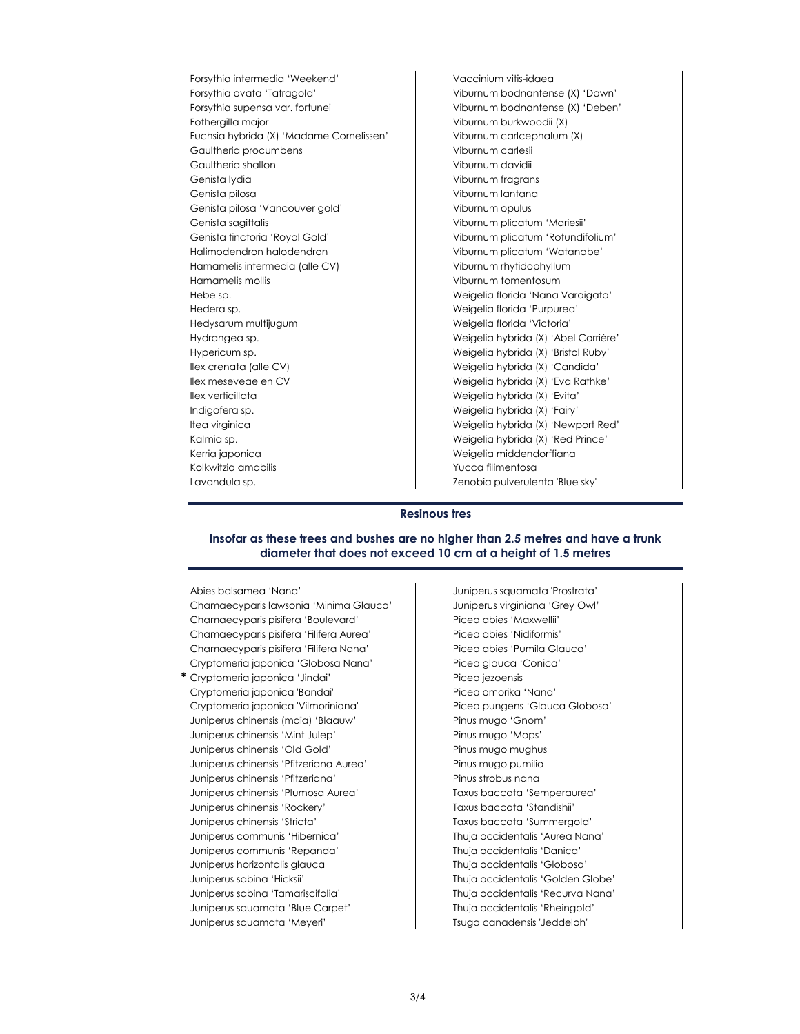Forsythia intermedia 'Weekend'
Forsythia ovata 'Tatragold'
Forsythia supensa var. fortunei
Fothergilla major
Fuchsia hybrida (X) 'Madame Cornelissen'
Gaultheria procumbens
Gaultheria shallon
Genista lydia
Genista pilosa
Genista pilosa 'Vancouver gold'
Genista sagittalis
Genista tinctoria 'Royal Gold'
Halimodendron halodendron
Hamamelis intermedia (alle CV)
Hamamelis mollis
Hebe sp.
Hedera sp.
Hedysarum multijugum
Hydrangea sp.
Hypericum sp.
Ilex crenata (alle CV)
Ilex meseveae en CV
Ilex verticillata
Indigofera sp.
Itea virginica
Kalmia sp.
Kerria japonica
Kolkwitzia amabilis
Lavandula sp.
Vaccinium vitis-idaea
Viburnum bodnantense (X) 'Dawn'
Viburnum bodnantense (X) 'Deben'
Viburnum burkwoodii (X)
Viburnum carlcephalum (X)
Viburnum carlesii
Viburnum davidii
Viburnum fragrans
Viburnum lantana
Viburnum opulus
Viburnum plicatum 'Mariesii'
Viburnum plicatum 'Rotundifolium'
Viburnum plicatum 'Watanabe'
Viburnum rhytidophyllum
Viburnum tomentosum
Weigelia florida 'Nana Varaigata'
Weigelia florida 'Purpurea'
Weigelia florida 'Victoria'
Weigelia hybrida (X) 'Abel Carrière'
Weigelia hybrida (X) 'Bristol Ruby'
Weigelia hybrida (X) 'Candida'
Weigelia hybrida (X) 'Eva Rathke'
Weigelia hybrida (X) 'Evita'
Weigelia hybrida (X) 'Fairy'
Weigelia hybrida (X) 'Newport Red'
Weigelia hybrida (X) 'Red Prince'
Weigelia middendorffiana
Yucca filimentosa
Zenobia pulverulenta 'Blue sky'

## Resinous tres

**Insofar as these trees and bushes are no higher than 2.5 metres and have a trunk diameter that does not exceed 10 cm at a height of 1.5 metres**

Abies balsamea 'Nana'
Chamaecyparis lawsonia 'Minima Glauca'
Chamaecyparis pisifera 'Boulevard'
Chamaecyparis pisifera 'Filifera Aurea'
Chamaecyparis pisifera 'Filifera Nana'
Cryptomeria japonica 'Globosa Nana'
* Cryptomeria japonica 'Jindai'
Cryptomeria japonica 'Bandai'
Cryptomeria japonica 'Vilmoriniana'
Juniperus chinensis (mdia) 'Blaauw'
Juniperus chinensis 'Mint Julep'
Juniperus chinensis 'Old Gold'
Juniperus chinensis 'Pfitzeriana Aurea'
Juniperus chinensis 'Pfitzeriana'
Juniperus chinensis 'Plumosa Aurea'
Juniperus chinensis 'Rockery'
Juniperus chinensis 'Stricta'
Juniperus communis 'Hibernica'
Juniperus communis 'Repanda'
Juniperus horizontalis glauca
Juniperus sabina 'Hicksii'
Juniperus sabina 'Tamariscifolia'
Juniperus squamata 'Blue Carpet'
Juniperus squamata 'Meyeri'
Juniperus squamata 'Prostrata'
Juniperus virginiana 'Grey Owl'
Picea abies 'Maxwellii'
Picea abies 'Nidiformis'
Picea abies 'Pumila Glauca'
Picea glauca 'Conica'
Picea jezoensis
Picea omorika 'Nana'
Picea pungens 'Glauca Globosa'
Pinus mugo 'Gnom'
Pinus mugo 'Mops'
Pinus mugo mughus
Pinus mugo pumilio
Pinus strobus nana
Taxus baccata 'Semperaurea'
Taxus baccata 'Standishii'
Taxus baccata 'Summergold'
Thuja occidentalis 'Aurea Nana'
Thuja occidentalis 'Danica'
Thuja occidentalis 'Globosa'
Thuja occidentalis 'Golden Globe'
Thuja occidentalis 'Recurva Nana'
Thuja occidentalis 'Rheingold'
Tsuga canadensis 'Jeddeloh'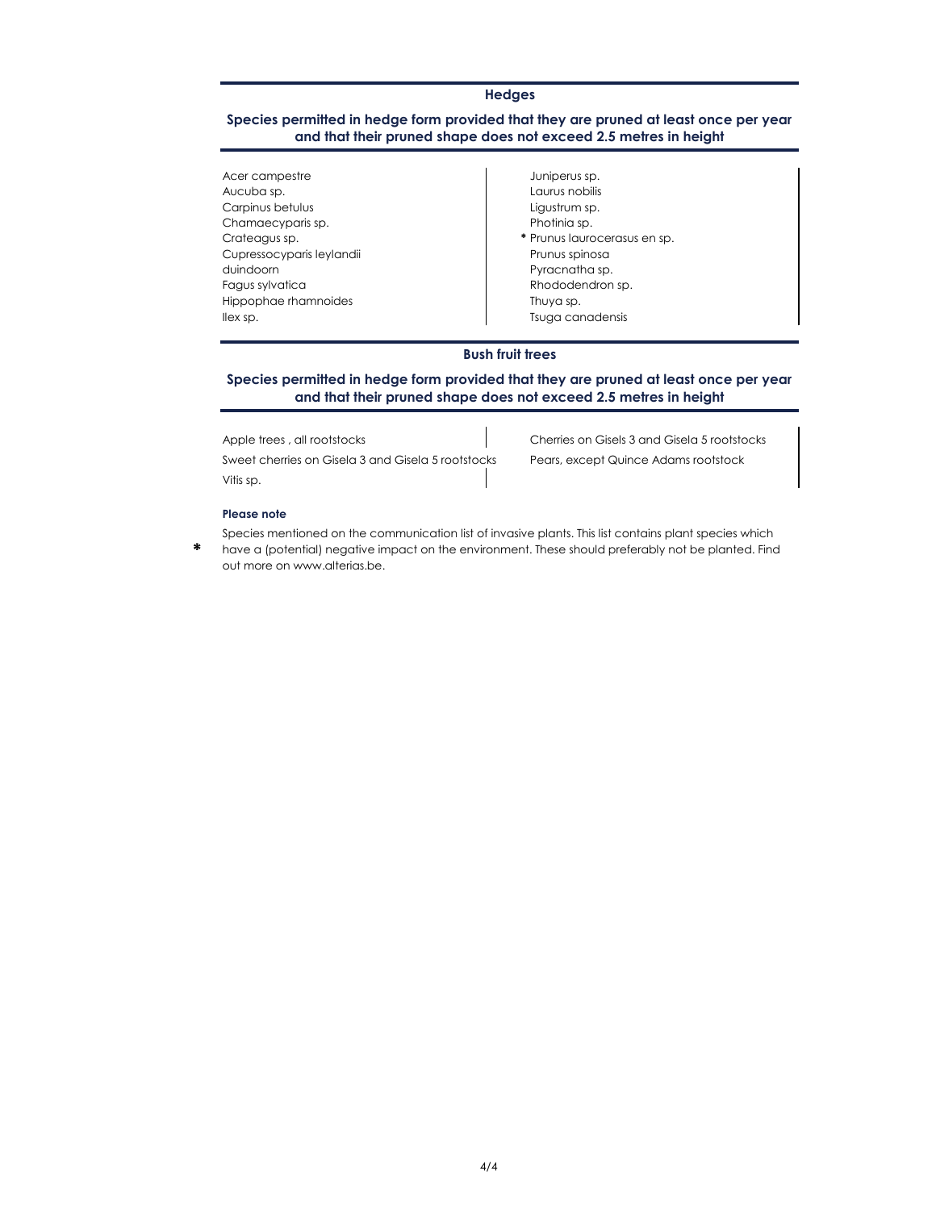## Hedges

**Species permitted in hedge form provided that they are pruned at least once per year and that their pruned shape does not exceed 2.5 metres in height**

| | |
|---|---|
| Acer campestre | Juniperus sp. |
| Aucuba sp. | Laurus nobilis |
| Carpinus betulus | Ligustrum sp. |
| Chamaecyparis sp. | Photinia sp. |
| Crateagus sp. | * Prunus laurocerasus en sp. |
| Cupressocyparis leylandii | Prunus spinosa |
| duindoorn | Pyracnatha sp. |
| Fagus sylvatica | Rhododendron sp. |
| Hippophae rhamnoides | Thuya sp. |
| Ilex sp. | Tsuga canadensis |

## Bush fruit trees

**Species permitted in hedge form provided that they are pruned at least once per year and that their pruned shape does not exceed 2.5 metres in height**

| | |
|---|---|
| Apple trees , all rootstocks | Cherries on Gisels 3 and Gisela 5 rootstocks |
| Sweet cherries on Gisela 3 and Gisela 5 rootstocks | Pears, except Quince Adams rootstock |
| Vitis sp. | |

**Please note**

* Species mentioned on the communication list of invasive plants. This list contains plant species which have a (potential) negative impact on the environment. These should preferably not be planted. Find out more on www.alterias.be.